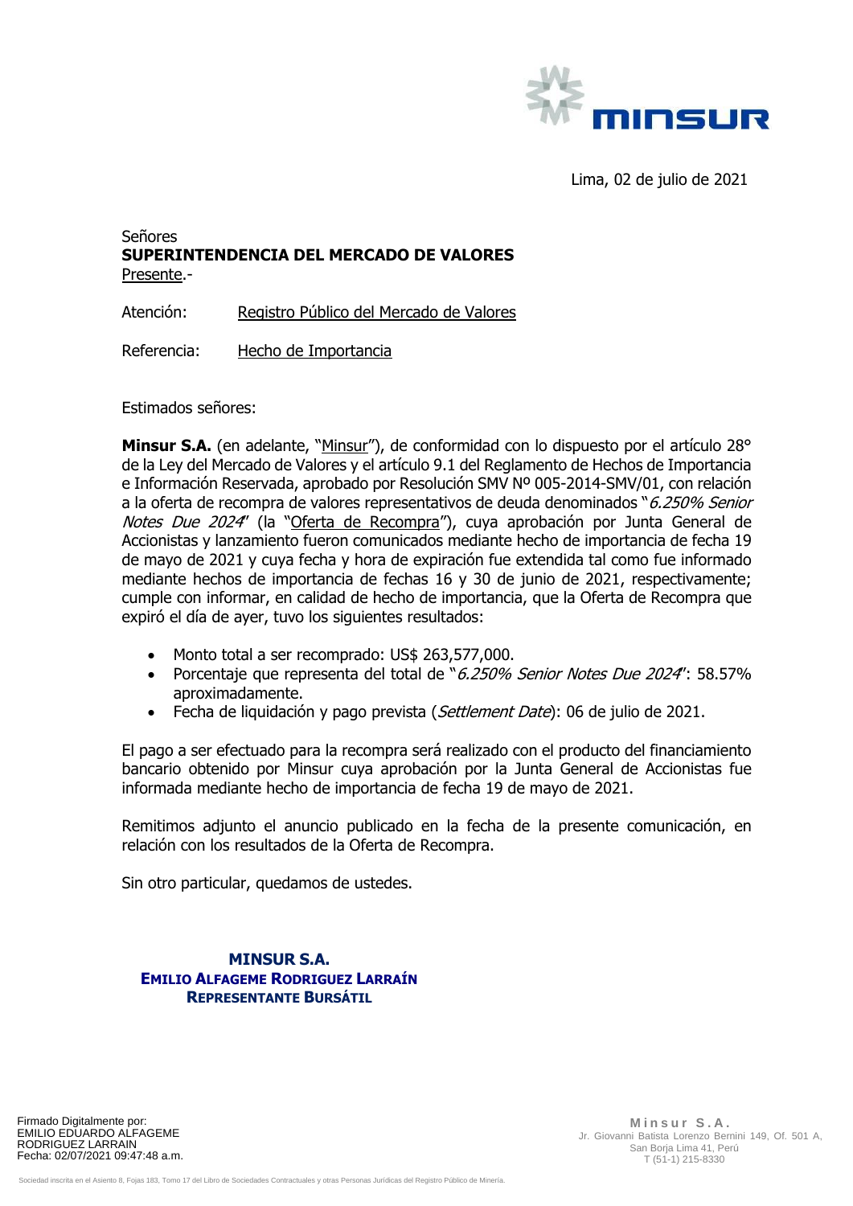Lima, 02 de julio de 2021

Señores
**SUPERINTENDENCIA DEL MERCADO DE VALORES**
Presente.-

Atención: Registro Público del Mercado de Valores

Referencia: Hecho de Importancia

Estimados señores:

**Minsur S.A.** (en adelante, "Minsur"), de conformidad con lo dispuesto por el artículo 28° de la Ley del Mercado de Valores y el artículo 9.1 del Reglamento de Hechos de Importancia e Información Reservada, aprobado por Resolución SMV Nº 005-2014-SMV/01, con relación a la oferta de recompra de valores representativos de deuda denominados "*6.250% Senior Notes Due 2024*" (la "Oferta de Recompra"), cuya aprobación por Junta General de Accionistas y lanzamiento fueron comunicados mediante hecho de importancia de fecha 19 de mayo de 2021 y cuya fecha y hora de expiración fue extendida tal como fue informado mediante hechos de importancia de fechas 16 y 30 de junio de 2021, respectivamente; cumple con informar, en calidad de hecho de importancia, que la Oferta de Recompra que expiró el día de ayer, tuvo los siguientes resultados:

- Monto total a ser recomprado: US$ 263,577,000.
- Porcentaje que representa del total de "*6.250% Senior Notes Due 2024*": 58.57% aproximadamente.
- Fecha de liquidación y pago prevista (*Settlement Date*): 06 de julio de 2021.

El pago a ser efectuado para la recompra será realizado con el producto del financiamiento bancario obtenido por Minsur cuya aprobación por la Junta General de Accionistas fue informada mediante hecho de importancia de fecha 19 de mayo de 2021.

Remitimos adjunto el anuncio publicado en la fecha de la presente comunicación, en relación con los resultados de la Oferta de Recompra.

Sin otro particular, quedamos de ustedes.

**MINSUR S.A.**
**EMILIO ALFAGEME RODRIGUEZ LARRAÍN**
**REPRESENTANTE BURSÁTIL**

Firmado Digitalmente por:
EMILIO EDUARDO ALFAGEME RODRIGUEZ LARRAIN
Fecha: 02/07/2021 09:47:48 a.m.

Minsur S.A.
Jr. Giovanni Batista Lorenzo Bernini 149, Of. 501 A, San Borja Lima 41, Perú
T (51-1) 215-8330

Sociedad inscrita en el Asiento 8, Fojas 183, Tomo 17 del Libro de Sociedades Contractuales y otras Personas Jurídicas del Registro Público de Minería.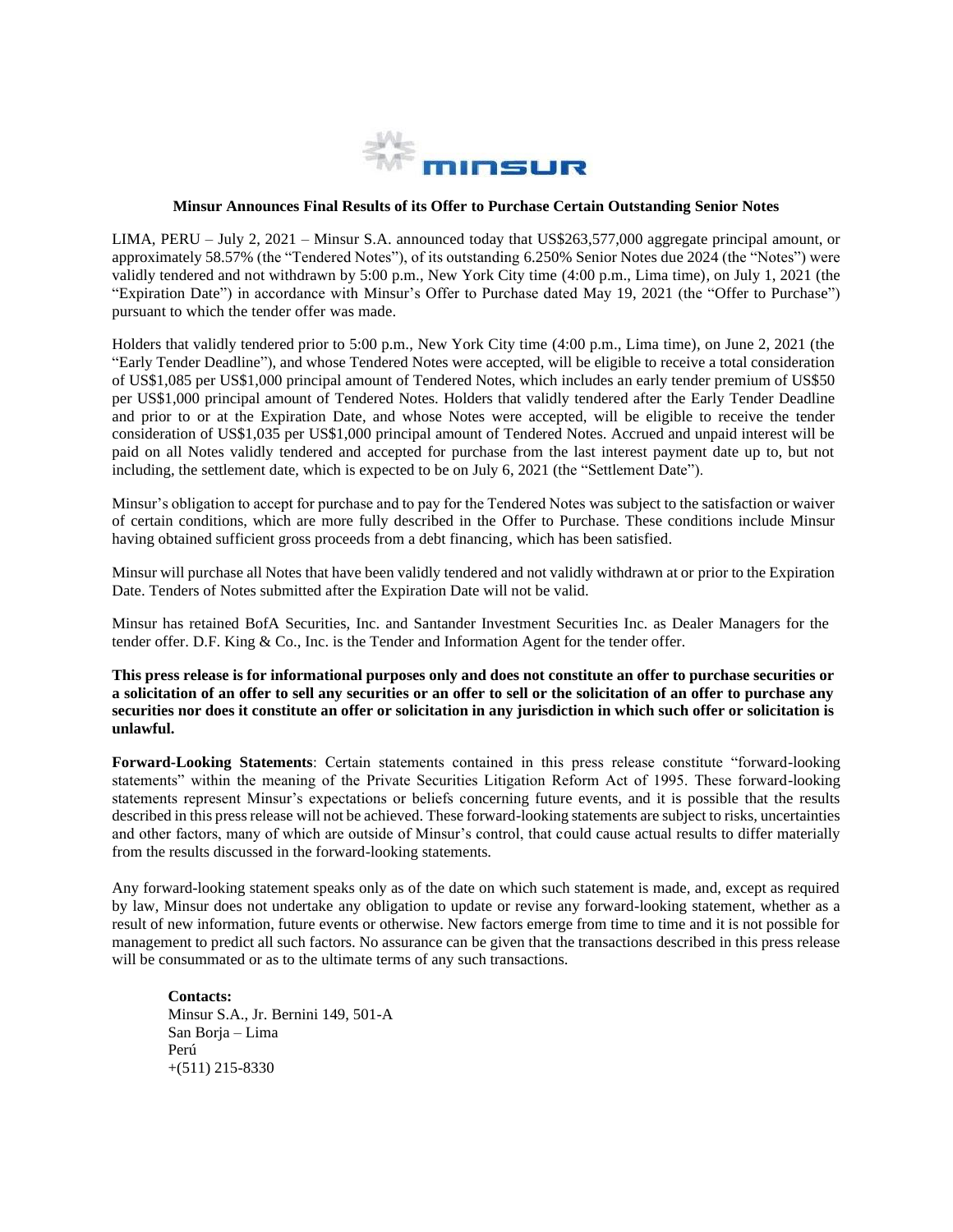**Minsur Announces Final Results of its Offer to Purchase Certain Outstanding Senior Notes**

LIMA, PERU – July 2, 2021 – Minsur S.A. announced today that US$263,577,000 aggregate principal amount, or approximately 58.57% (the "Tendered Notes"), of its outstanding 6.250% Senior Notes due 2024 (the "Notes") were validly tendered and not withdrawn by 5:00 p.m., New York City time (4:00 p.m., Lima time), on July 1, 2021 (the "Expiration Date") in accordance with Minsur's Offer to Purchase dated May 19, 2021 (the "Offer to Purchase") pursuant to which the tender offer was made.

Holders that validly tendered prior to 5:00 p.m., New York City time (4:00 p.m., Lima time), on June 2, 2021 (the "Early Tender Deadline"), and whose Tendered Notes were accepted, will be eligible to receive a total consideration of US$1,085 per US$1,000 principal amount of Tendered Notes, which includes an early tender premium of US$50 per US$1,000 principal amount of Tendered Notes. Holders that validly tendered after the Early Tender Deadline and prior to or at the Expiration Date, and whose Notes were accepted, will be eligible to receive the tender consideration of US$1,035 per US$1,000 principal amount of Tendered Notes. Accrued and unpaid interest will be paid on all Notes validly tendered and accepted for purchase from the last interest payment date up to, but not including, the settlement date, which is expected to be on July 6, 2021 (the "Settlement Date").

Minsur's obligation to accept for purchase and to pay for the Tendered Notes was subject to the satisfaction or waiver of certain conditions, which are more fully described in the Offer to Purchase. These conditions include Minsur having obtained sufficient gross proceeds from a debt financing, which has been satisfied.

Minsur will purchase all Notes that have been validly tendered and not validly withdrawn at or prior to the Expiration Date. Tenders of Notes submitted after the Expiration Date will not be valid.

Minsur has retained BofA Securities, Inc. and Santander Investment Securities Inc. as Dealer Managers for the tender offer. D.F. King & Co., Inc. is the Tender and Information Agent for the tender offer.

**This press release is for informational purposes only and does not constitute an offer to purchase securities or a solicitation of an offer to sell any securities or an offer to sell or the solicitation of an offer to purchase any securities nor does it constitute an offer or solicitation in any jurisdiction in which such offer or solicitation is unlawful.**

**Forward-Looking Statements**: Certain statements contained in this press release constitute "forward-looking statements" within the meaning of the Private Securities Litigation Reform Act of 1995. These forward-looking statements represent Minsur's expectations or beliefs concerning future events, and it is possible that the results described in this press release will not be achieved. These forward-looking statements are subject to risks, uncertainties and other factors, many of which are outside of Minsur's control, that could cause actual results to differ materially from the results discussed in the forward-looking statements.

Any forward-looking statement speaks only as of the date on which such statement is made, and, except as required by law, Minsur does not undertake any obligation to update or revise any forward-looking statement, whether as a result of new information, future events or otherwise. New factors emerge from time to time and it is not possible for management to predict all such factors. No assurance can be given that the transactions described in this press release will be consummated or as to the ultimate terms of any such transactions.

**Contacts:**
Minsur S.A., Jr. Bernini 149, 501-A
San Borja – Lima
Perú
+(511) 215-8330